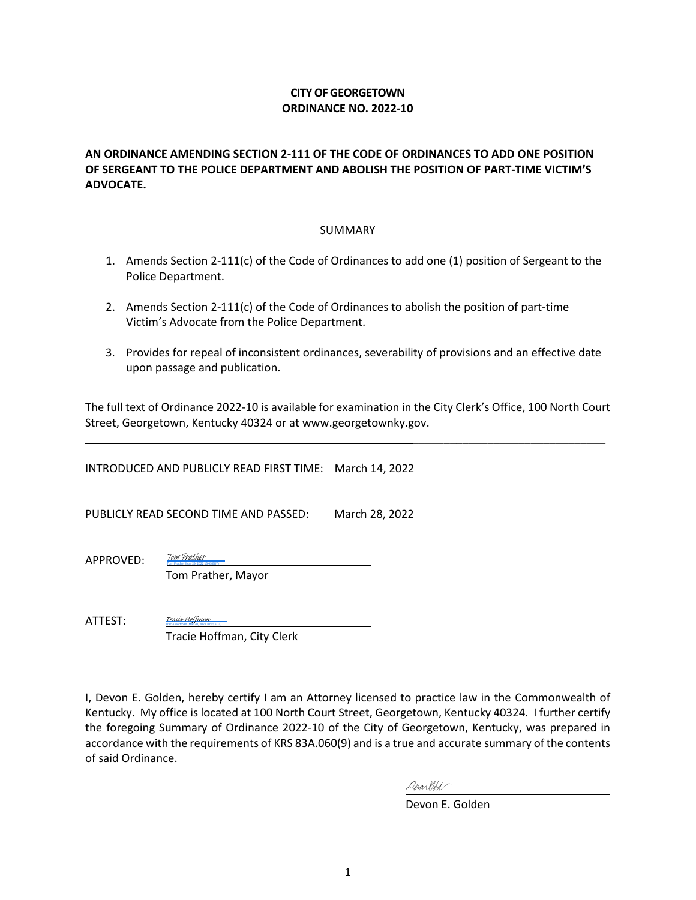**CITY OF GEORGETOWN**
**ORDINANCE NO. 2022-10**

**AN ORDINANCE AMENDING SECTION 2-111 OF THE CODE OF ORDINANCES TO ADD ONE POSITION OF SERGEANT TO THE POLICE DEPARTMENT AND ABOLISH THE POSITION OF PART-TIME VICTIM'S ADVOCATE.**

SUMMARY

1. Amends Section 2-111(c) of the Code of Ordinances to add one (1) position of Sergeant to the Police Department.

2. Amends Section 2-111(c) of the Code of Ordinances to abolish the position of part-time Victim's Advocate from the Police Department.

3. Provides for repeal of inconsistent ordinances, severability of provisions and an effective date upon passage and publication.

The full text of Ordinance 2022-10 is available for examination in the City Clerk's Office, 100 North Court Street, Georgetown, Kentucky 40324 or at www.georgetownky.gov.

---

INTRODUCED AND PUBLICLY READ FIRST TIME: March 14, 2022

PUBLICLY READ SECOND TIME AND PASSED: March 28, 2022

APPROVED: *Tom Prather*
Tom Prather, Mayor

ATTEST: *Tracie Hoffman*
Tracie Hoffman, City Clerk

I, Devon E. Golden, hereby certify I am an Attorney licensed to practice law in the Commonwealth of Kentucky. My office is located at 100 North Court Street, Georgetown, Kentucky 40324. I further certify the foregoing Summary of Ordinance 2022-10 of the City of Georgetown, Kentucky, was prepared in accordance with the requirements of KRS 83A.060(9) and is a true and accurate summary of the contents of said Ordinance.

Devon E. Golden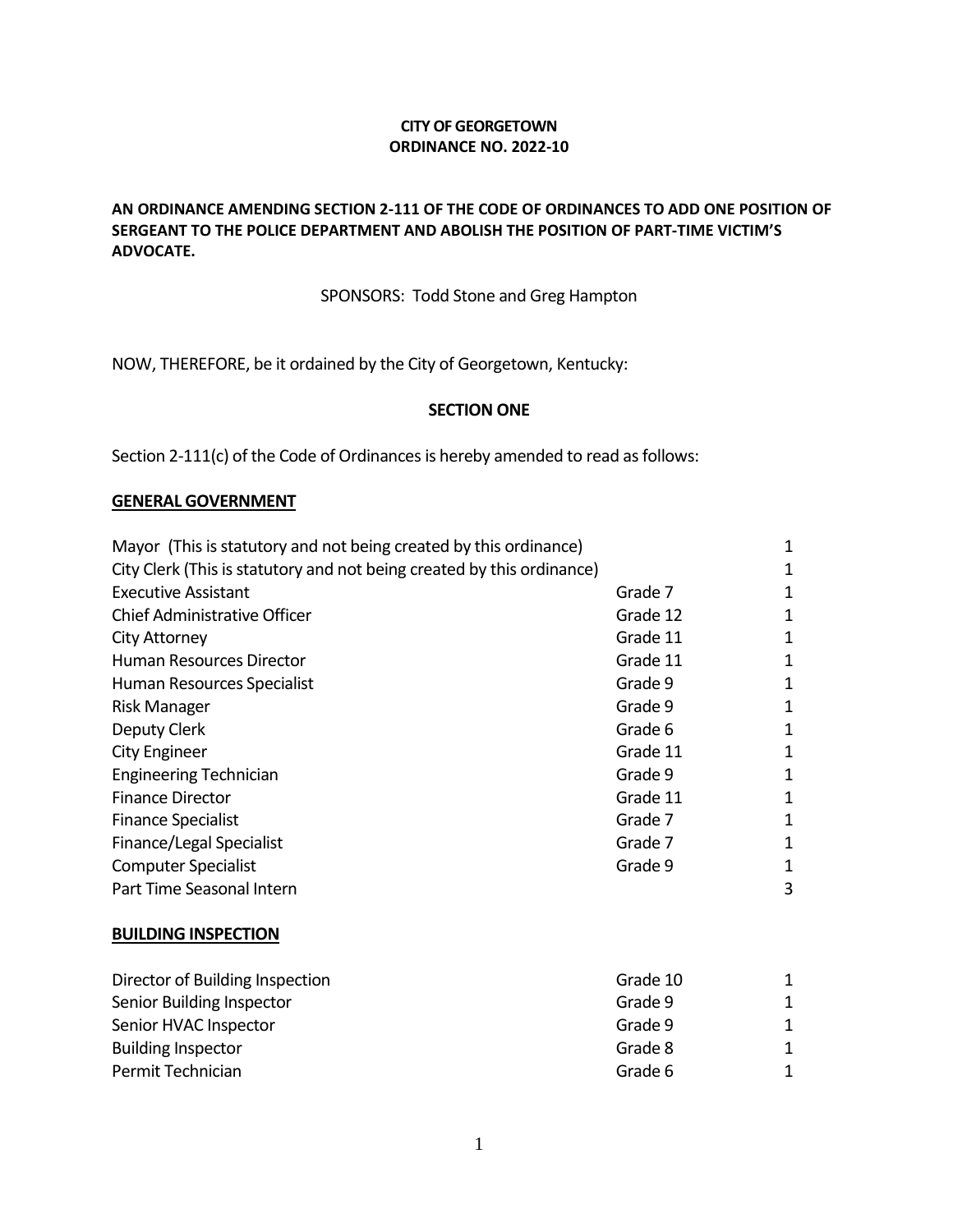**CITY OF GEORGETOWN**
**ORDINANCE NO. 2022-10**

**AN ORDINANCE AMENDING SECTION 2-111 OF THE CODE OF ORDINANCES TO ADD ONE POSITION OF SERGEANT TO THE POLICE DEPARTMENT AND ABOLISH THE POSITION OF PART-TIME VICTIM'S ADVOCATE.**

SPONSORS: Todd Stone and Greg Hampton

NOW, THEREFORE, be it ordained by the City of Georgetown, Kentucky:

**SECTION ONE**

Section 2-111(c) of the Code of Ordinances is hereby amended to read as follows:

**GENERAL GOVERNMENT**

| Position | Grade | Number |
|---|---|---|
| Mayor (This is statutory and not being created by this ordinance) | | 1 |
| City Clerk (This is statutory and not being created by this ordinance) | | 1 |
| Executive Assistant | Grade 7 | 1 |
| Chief Administrative Officer | Grade 12 | 1 |
| City Attorney | Grade 11 | 1 |
| Human Resources Director | Grade 11 | 1 |
| Human Resources Specialist | Grade 9 | 1 |
| Risk Manager | Grade 9 | 1 |
| Deputy Clerk | Grade 6 | 1 |
| City Engineer | Grade 11 | 1 |
| Engineering Technician | Grade 9 | 1 |
| Finance Director | Grade 11 | 1 |
| Finance Specialist | Grade 7 | 1 |
| Finance/Legal Specialist | Grade 7 | 1 |
| Computer Specialist | Grade 9 | 1 |
| Part Time Seasonal Intern | | 3 |

**BUILDING INSPECTION**

| Position | Grade | Number |
|---|---|---|
| Director of Building Inspection | Grade 10 | 1 |
| Senior Building Inspector | Grade 9 | 1 |
| Senior HVAC Inspector | Grade 9 | 1 |
| Building Inspector | Grade 8 | 1 |
| Permit Technician | Grade 6 | 1 |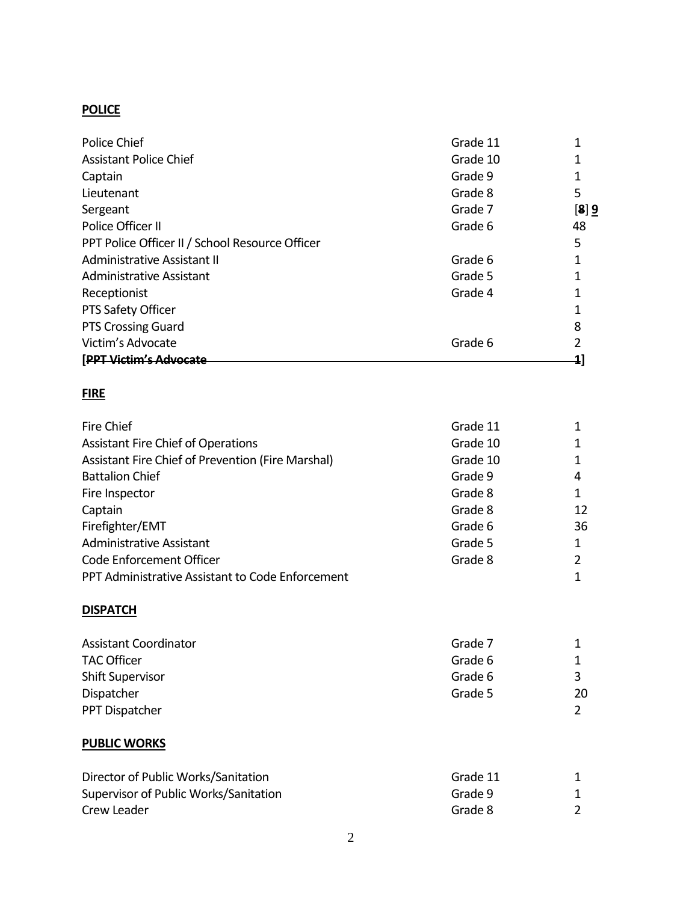**<u>POLICE</u>**

| | | |
|---|---|---|
| Police Chief | Grade 11 | 1 |
| Assistant Police Chief | Grade 10 | 1 |
| Captain | Grade 9 | 1 |
| Lieutenant | Grade 8 | 5 |
| Sergeant | Grade 7 | [~~**8**~~] **<u>9</u>** |
| Police Officer II | Grade 6 | 48 |
| PPT Police Officer II / School Resource Officer | | 5 |
| Administrative Assistant II | Grade 6 | 1 |
| Administrative Assistant | Grade 5 | 1 |
| Receptionist | Grade 4 | 1 |
| PTS Safety Officer | | 1 |
| PTS Crossing Guard | | 8 |
| Victim's Advocate | Grade 6 | 2 |
| **[~~PPT Victim's Advocate~~** | | **~~1~~]** |

**<u>FIRE</u>**

| | | |
|---|---|---|
| Fire Chief | Grade 11 | 1 |
| Assistant Fire Chief of Operations | Grade 10 | 1 |
| Assistant Fire Chief of Prevention (Fire Marshal) | Grade 10 | 1 |
| Battalion Chief | Grade 9 | 4 |
| Fire Inspector | Grade 8 | 1 |
| Captain | Grade 8 | 12 |
| Firefighter/EMT | Grade 6 | 36 |
| Administrative Assistant | Grade 5 | 1 |
| Code Enforcement Officer | Grade 8 | 2 |
| PPT Administrative Assistant to Code Enforcement | | 1 |

**<u>DISPATCH</u>**

| | | |
|---|---|---|
| Assistant Coordinator | Grade 7 | 1 |
| TAC Officer | Grade 6 | 1 |
| Shift Supervisor | Grade 6 | 3 |
| Dispatcher | Grade 5 | 20 |
| PPT Dispatcher | | 2 |

**<u>PUBLIC WORKS</u>**

| | | |
|---|---|---|
| Director of Public Works/Sanitation | Grade 11 | 1 |
| Supervisor of Public Works/Sanitation | Grade 9 | 1 |
| Crew Leader | Grade 8 | 2 |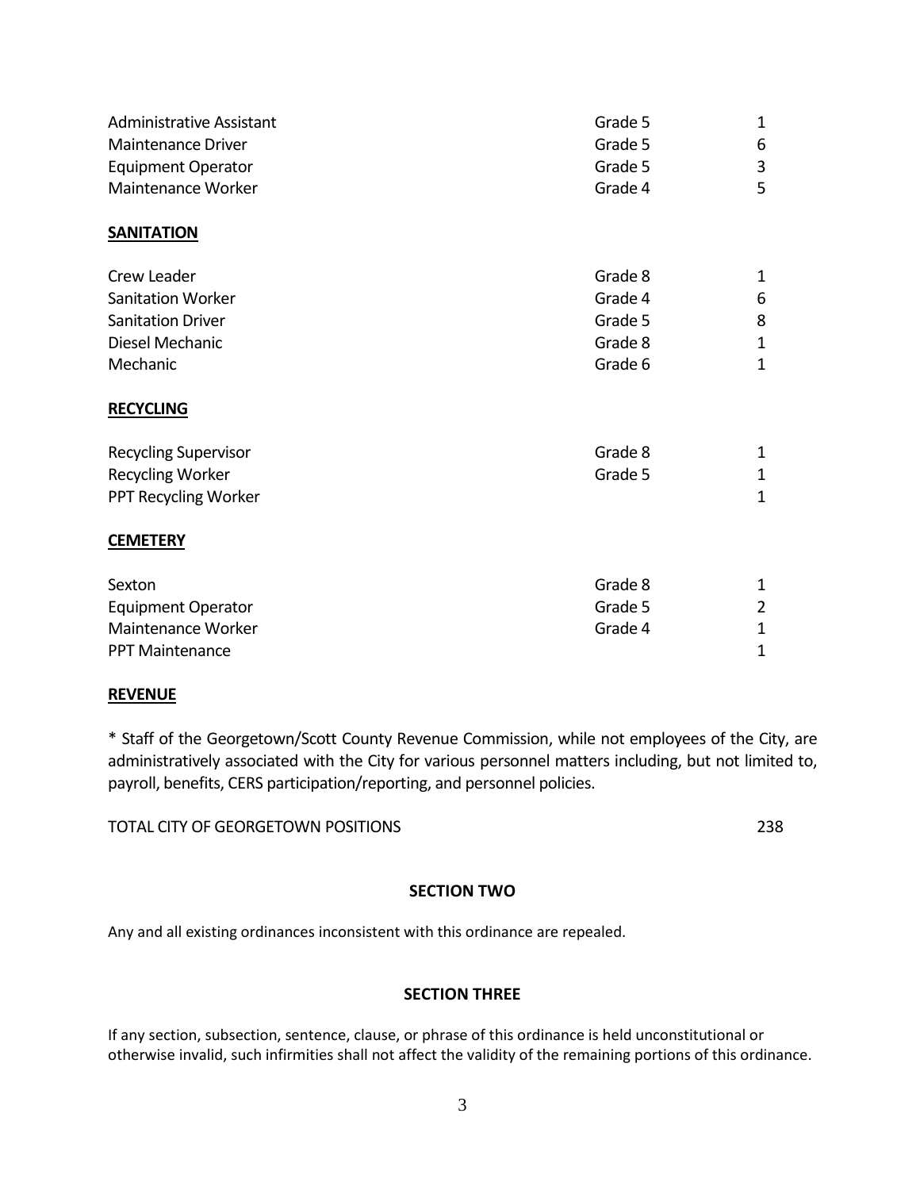| | | |
|---|---|---|
| Administrative Assistant | Grade 5 | 1 |
| Maintenance Driver | Grade 5 | 6 |
| Equipment Operator | Grade 5 | 3 |
| Maintenance Worker | Grade 4 | 5 |

**SANITATION**

| | | |
|---|---|---|
| Crew Leader | Grade 8 | 1 |
| Sanitation Worker | Grade 4 | 6 |
| Sanitation Driver | Grade 5 | 8 |
| Diesel Mechanic | Grade 8 | 1 |
| Mechanic | Grade 6 | 1 |

**RECYCLING**

| | | |
|---|---|---|
| Recycling Supervisor | Grade 8 | 1 |
| Recycling Worker | Grade 5 | 1 |
| PPT Recycling Worker | | 1 |

**CEMETERY**

| | | |
|---|---|---|
| Sexton | Grade 8 | 1 |
| Equipment Operator | Grade 5 | 2 |
| Maintenance Worker | Grade 4 | 1 |
| PPT Maintenance | | 1 |

**REVENUE**

* Staff of the Georgetown/Scott County Revenue Commission, while not employees of the City, are administratively associated with the City for various personnel matters including, but not limited to, payroll, benefits, CERS participation/reporting, and personnel policies.

TOTAL CITY OF GEORGETOWN POSITIONS 238

**SECTION TWO**

Any and all existing ordinances inconsistent with this ordinance are repealed.

**SECTION THREE**

If any section, subsection, sentence, clause, or phrase of this ordinance is held unconstitutional or otherwise invalid, such infirmities shall not affect the validity of the remaining portions of this ordinance.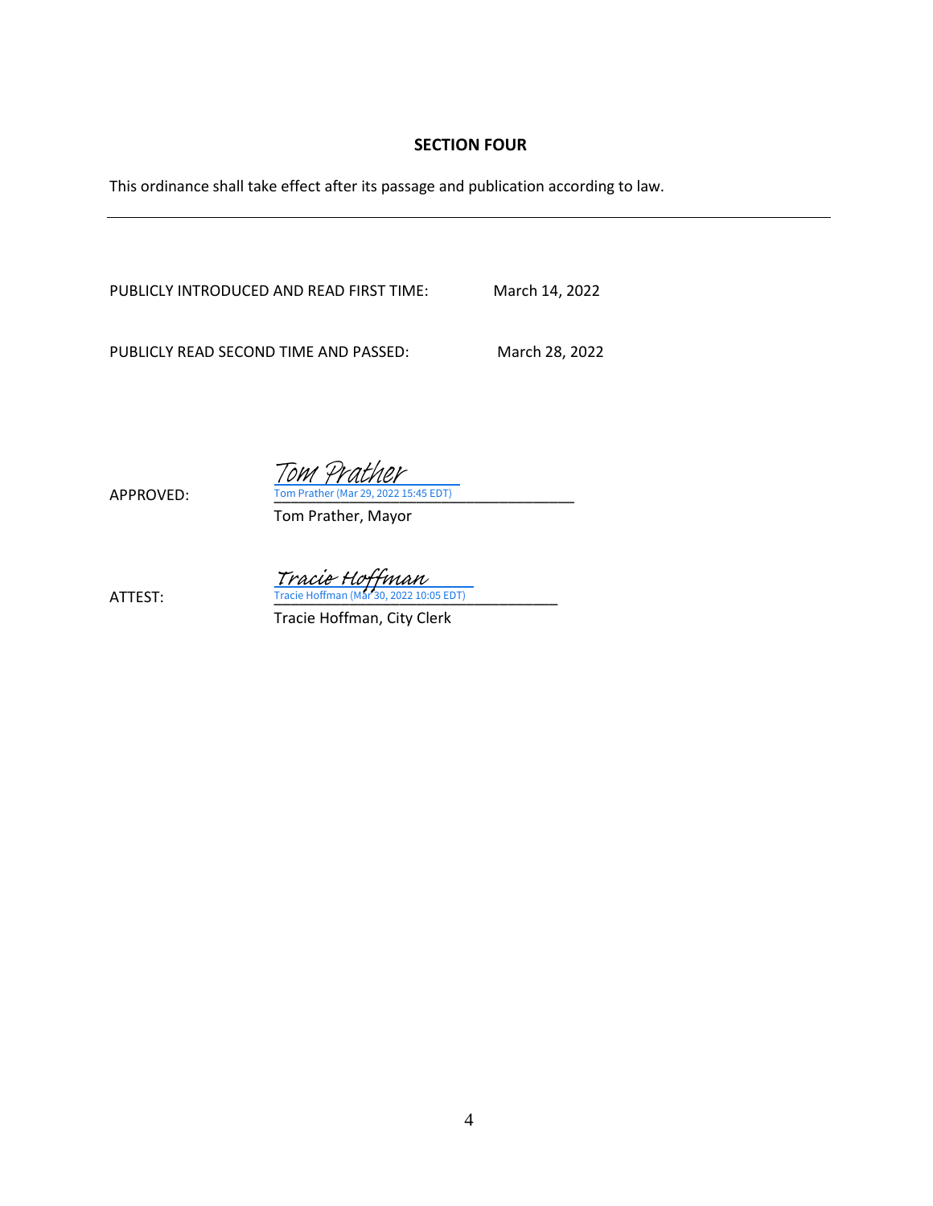## SECTION FOUR

This ordinance shall take effect after its passage and publication according to law.

---

PUBLICLY INTRODUCED AND READ FIRST TIME: March 14, 2022

PUBLICLY READ SECOND TIME AND PASSED: March 28, 2022

APPROVED: *Tom Prather*
Tom Prather (Mar 29, 2022 15:45 EDT)
Tom Prather, Mayor

ATTEST: *Tracie Hoffman*
Tracie Hoffman (Mar 30, 2022 10:05 EDT)
Tracie Hoffman, City Clerk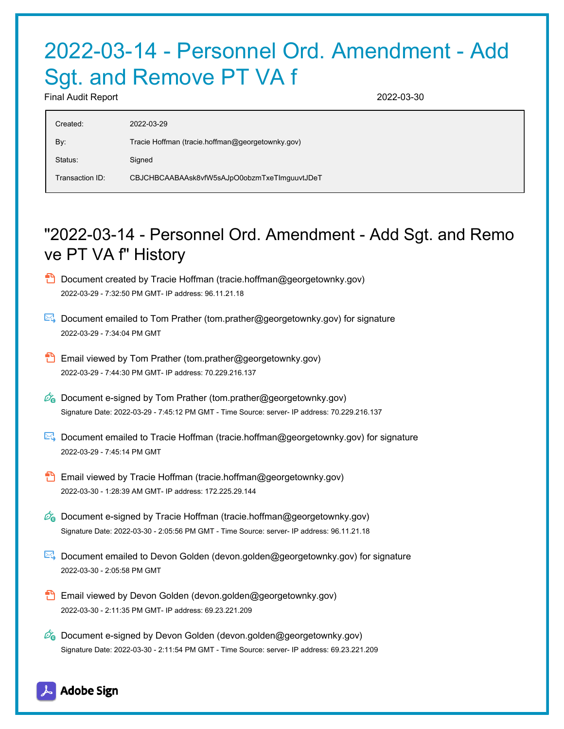# 2022-03-14 - Personnel Ord. Amendment - Add Sgt. and Remove PT VA f

Final Audit Report 2022-03-30

| | |
|---|---|
| Created: | 2022-03-29 |
| By: | Tracie Hoffman (tracie.hoffman@georgetownky.gov) |
| Status: | Signed |
| Transaction ID: | CBJCHBCAABAAsk8vfW5sAJpO0obzmTxeTImguuvtJDeT |

## "2022-03-14 - Personnel Ord. Amendment - Add Sgt. and Remove PT VA f" History

- Document created by Tracie Hoffman (tracie.hoffman@georgetownky.gov)
  2022-03-29 - 7:32:50 PM GMT- IP address: 96.11.21.18

- Document emailed to Tom Prather (tom.prather@georgetownky.gov) for signature
  2022-03-29 - 7:34:04 PM GMT

- Email viewed by Tom Prather (tom.prather@georgetownky.gov)
  2022-03-29 - 7:44:30 PM GMT- IP address: 70.229.216.137

- Document e-signed by Tom Prather (tom.prather@georgetownky.gov)
  Signature Date: 2022-03-29 - 7:45:12 PM GMT - Time Source: server- IP address: 70.229.216.137

- Document emailed to Tracie Hoffman (tracie.hoffman@georgetownky.gov) for signature
  2022-03-29 - 7:45:14 PM GMT

- Email viewed by Tracie Hoffman (tracie.hoffman@georgetownky.gov)
  2022-03-30 - 1:28:39 AM GMT- IP address: 172.225.29.144

- Document e-signed by Tracie Hoffman (tracie.hoffman@georgetownky.gov)
  Signature Date: 2022-03-30 - 2:05:56 PM GMT - Time Source: server- IP address: 96.11.21.18

- Document emailed to Devon Golden (devon.golden@georgetownky.gov) for signature
  2022-03-30 - 2:05:58 PM GMT

- Email viewed by Devon Golden (devon.golden@georgetownky.gov)
  2022-03-30 - 2:11:35 PM GMT- IP address: 69.23.221.209

- Document e-signed by Devon Golden (devon.golden@georgetownky.gov)
  Signature Date: 2022-03-30 - 2:11:54 PM GMT - Time Source: server- IP address: 69.23.221.209

Adobe Sign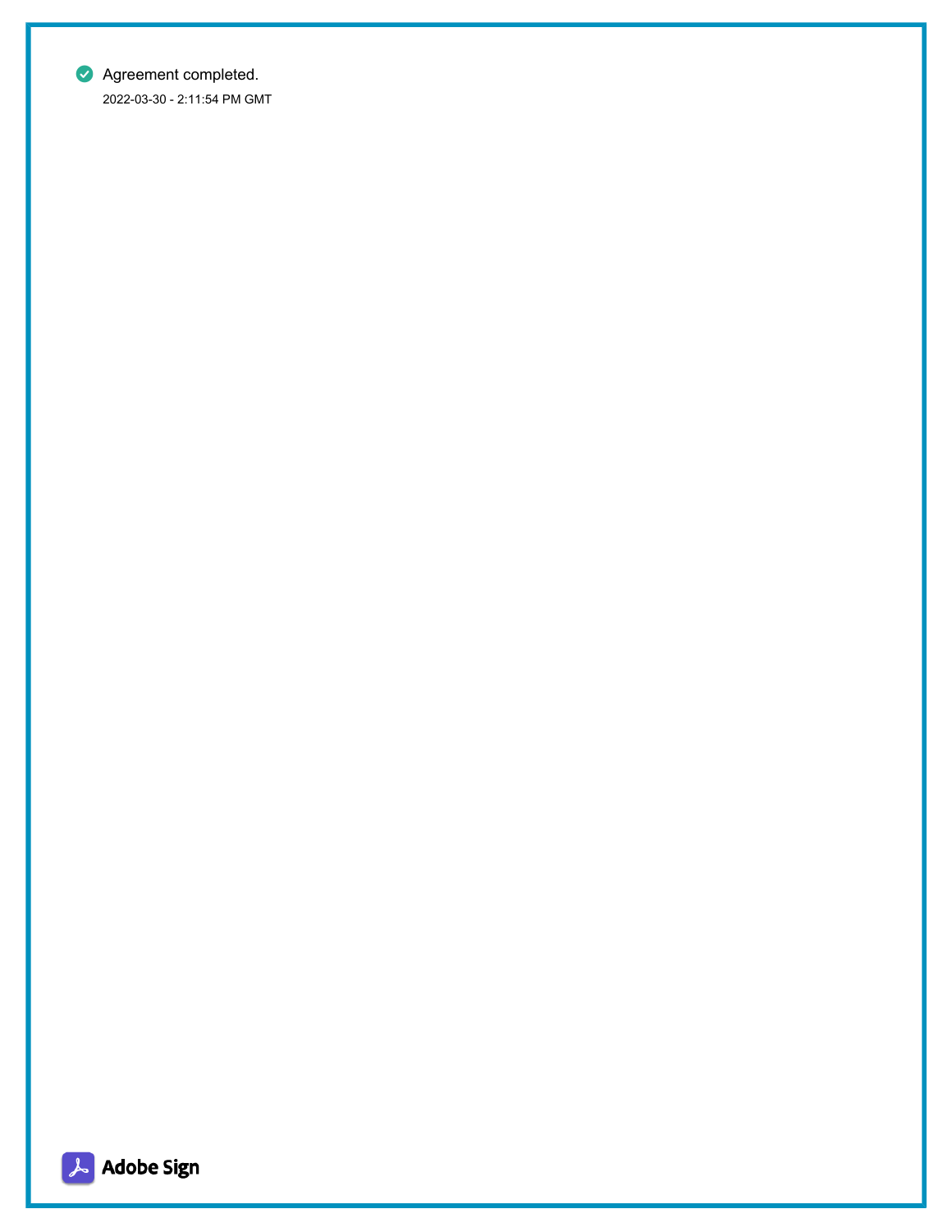Agreement completed.

2022-03-30 - 2:11:54 PM GMT

Adobe Sign